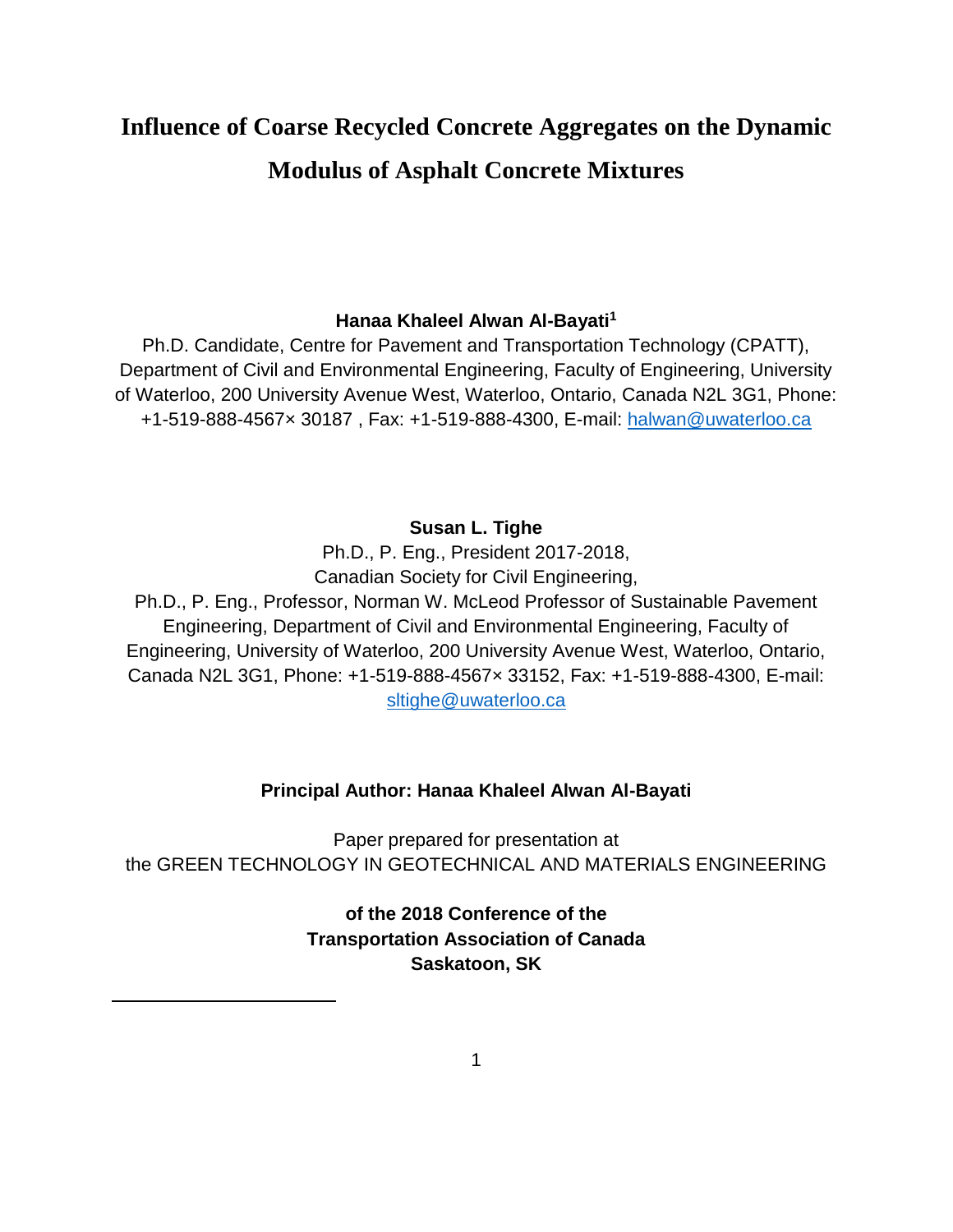# Influence of Coarse Recycled Concrete Aggregates on the Dynamic Modulus of Asphalt Concrete Mixtures

**Hanaa Khaleel Alwan Al-Bayati[1]**

Ph.D. Candidate, Centre for Pavement and Transportation Technology (CPATT), Department of Civil and Environmental Engineering, Faculty of Engineering, University of Waterloo, 200 University Avenue West, Waterloo, Ontario, Canada N2L 3G1, Phone: +1-519-888-4567× 30187 , Fax: +1-519-888-4300, E-mail: halwan@uwaterloo.ca

**Susan L. Tighe**

Ph.D., P. Eng., President 2017-2018,
Canadian Society for Civil Engineering,
Ph.D., P. Eng., Professor, Norman W. McLeod Professor of Sustainable Pavement Engineering, Department of Civil and Environmental Engineering, Faculty of Engineering, University of Waterloo, 200 University Avenue West, Waterloo, Ontario, Canada N2L 3G1, Phone: +1-519-888-4567× 33152, Fax: +1-519-888-4300, E-mail: sltighe@uwaterloo.ca

**Principal Author: Hanaa Khaleel Alwan Al-Bayati**

Paper prepared for presentation at
the GREEN TECHNOLOGY IN GEOTECHNICAL AND MATERIALS ENGINEERING

**of the 2018 Conference of the**
**Transportation Association of Canada**
**Saskatoon, SK**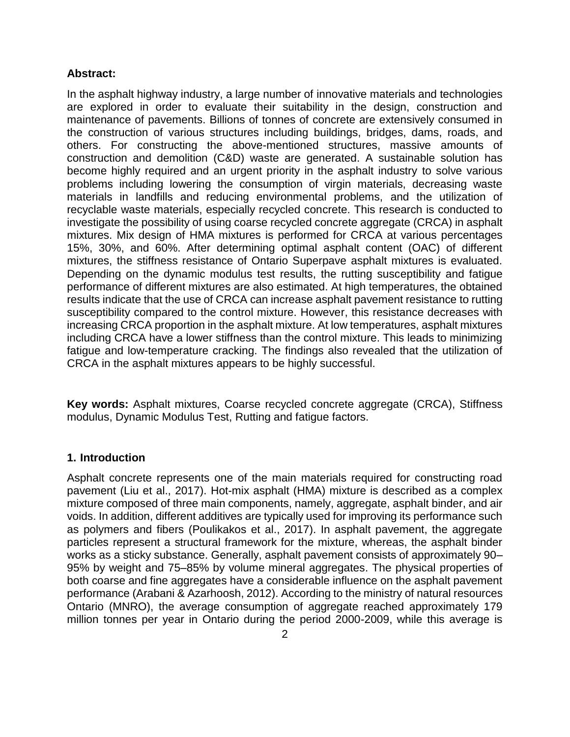**Abstract:**

In the asphalt highway industry, a large number of innovative materials and technologies are explored in order to evaluate their suitability in the design, construction and maintenance of pavements. Billions of tonnes of concrete are extensively consumed in the construction of various structures including buildings, bridges, dams, roads, and others. For constructing the above-mentioned structures, massive amounts of construction and demolition (C&D) waste are generated. A sustainable solution has become highly required and an urgent priority in the asphalt industry to solve various problems including lowering the consumption of virgin materials, decreasing waste materials in landfills and reducing environmental problems, and the utilization of recyclable waste materials, especially recycled concrete. This research is conducted to investigate the possibility of using coarse recycled concrete aggregate (CRCA) in asphalt mixtures. Mix design of HMA mixtures is performed for CRCA at various percentages 15%, 30%, and 60%. After determining optimal asphalt content (OAC) of different mixtures, the stiffness resistance of Ontario Superpave asphalt mixtures is evaluated. Depending on the dynamic modulus test results, the rutting susceptibility and fatigue performance of different mixtures are also estimated. At high temperatures, the obtained results indicate that the use of CRCA can increase asphalt pavement resistance to rutting susceptibility compared to the control mixture. However, this resistance decreases with increasing CRCA proportion in the asphalt mixture. At low temperatures, asphalt mixtures including CRCA have a lower stiffness than the control mixture. This leads to minimizing fatigue and low-temperature cracking. The findings also revealed that the utilization of CRCA in the asphalt mixtures appears to be highly successful.

**Key words:** Asphalt mixtures, Coarse recycled concrete aggregate (CRCA), Stiffness modulus, Dynamic Modulus Test, Rutting and fatigue factors.

## 1. Introduction

Asphalt concrete represents one of the main materials required for constructing road pavement (Liu et al., 2017). Hot-mix asphalt (HMA) mixture is described as a complex mixture composed of three main components, namely, aggregate, asphalt binder, and air voids. In addition, different additives are typically used for improving its performance such as polymers and fibers (Poulikakos et al., 2017). In asphalt pavement, the aggregate particles represent a structural framework for the mixture, whereas, the asphalt binder works as a sticky substance. Generally, asphalt pavement consists of approximately 90–95% by weight and 75–85% by volume mineral aggregates. The physical properties of both coarse and fine aggregates have a considerable influence on the asphalt pavement performance (Arabani & Azarhoosh, 2012). According to the ministry of natural resources Ontario (MNRO), the average consumption of aggregate reached approximately 179 million tonnes per year in Ontario during the period 2000-2009, while this average is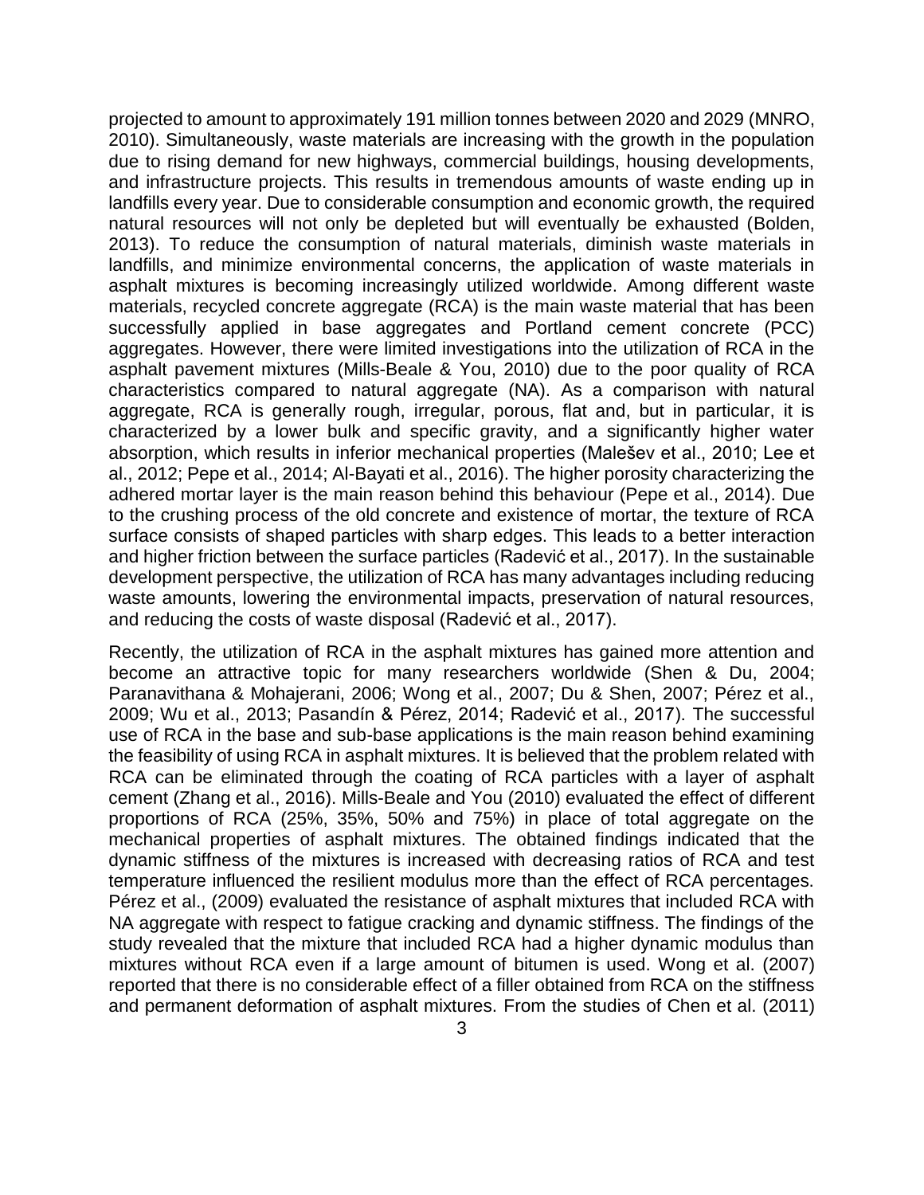projected to amount to approximately 191 million tonnes between 2020 and 2029 (MNRO, 2010). Simultaneously, waste materials are increasing with the growth in the population due to rising demand for new highways, commercial buildings, housing developments, and infrastructure projects. This results in tremendous amounts of waste ending up in landfills every year. Due to considerable consumption and economic growth, the required natural resources will not only be depleted but will eventually be exhausted (Bolden, 2013). To reduce the consumption of natural materials, diminish waste materials in landfills, and minimize environmental concerns, the application of waste materials in asphalt mixtures is becoming increasingly utilized worldwide. Among different waste materials, recycled concrete aggregate (RCA) is the main waste material that has been successfully applied in base aggregates and Portland cement concrete (PCC) aggregates. However, there were limited investigations into the utilization of RCA in the asphalt pavement mixtures (Mills-Beale & You, 2010) due to the poor quality of RCA characteristics compared to natural aggregate (NA). As a comparison with natural aggregate, RCA is generally rough, irregular, porous, flat and, but in particular, it is characterized by a lower bulk and specific gravity, and a significantly higher water absorption, which results in inferior mechanical properties (Malešev et al., 2010; Lee et al., 2012; Pepe et al., 2014; Al-Bayati et al., 2016). The higher porosity characterizing the adhered mortar layer is the main reason behind this behaviour (Pepe et al., 2014). Due to the crushing process of the old concrete and existence of mortar, the texture of RCA surface consists of shaped particles with sharp edges. This leads to a better interaction and higher friction between the surface particles (Radević et al., 2017). In the sustainable development perspective, the utilization of RCA has many advantages including reducing waste amounts, lowering the environmental impacts, preservation of natural resources, and reducing the costs of waste disposal (Radević et al., 2017).

Recently, the utilization of RCA in the asphalt mixtures has gained more attention and become an attractive topic for many researchers worldwide (Shen & Du, 2004; Paranavithana & Mohajerani, 2006; Wong et al., 2007; Du & Shen, 2007; Pérez et al., 2009; Wu et al., 2013; Pasandín & Pérez, 2014; Radević et al., 2017). The successful use of RCA in the base and sub-base applications is the main reason behind examining the feasibility of using RCA in asphalt mixtures. It is believed that the problem related with RCA can be eliminated through the coating of RCA particles with a layer of asphalt cement (Zhang et al., 2016). Mills-Beale and You (2010) evaluated the effect of different proportions of RCA (25%, 35%, 50% and 75%) in place of total aggregate on the mechanical properties of asphalt mixtures. The obtained findings indicated that the dynamic stiffness of the mixtures is increased with decreasing ratios of RCA and test temperature influenced the resilient modulus more than the effect of RCA percentages. Pérez et al., (2009) evaluated the resistance of asphalt mixtures that included RCA with NA aggregate with respect to fatigue cracking and dynamic stiffness. The findings of the study revealed that the mixture that included RCA had a higher dynamic modulus than mixtures without RCA even if a large amount of bitumen is used. Wong et al. (2007) reported that there is no considerable effect of a filler obtained from RCA on the stiffness and permanent deformation of asphalt mixtures. From the studies of Chen et al. (2011)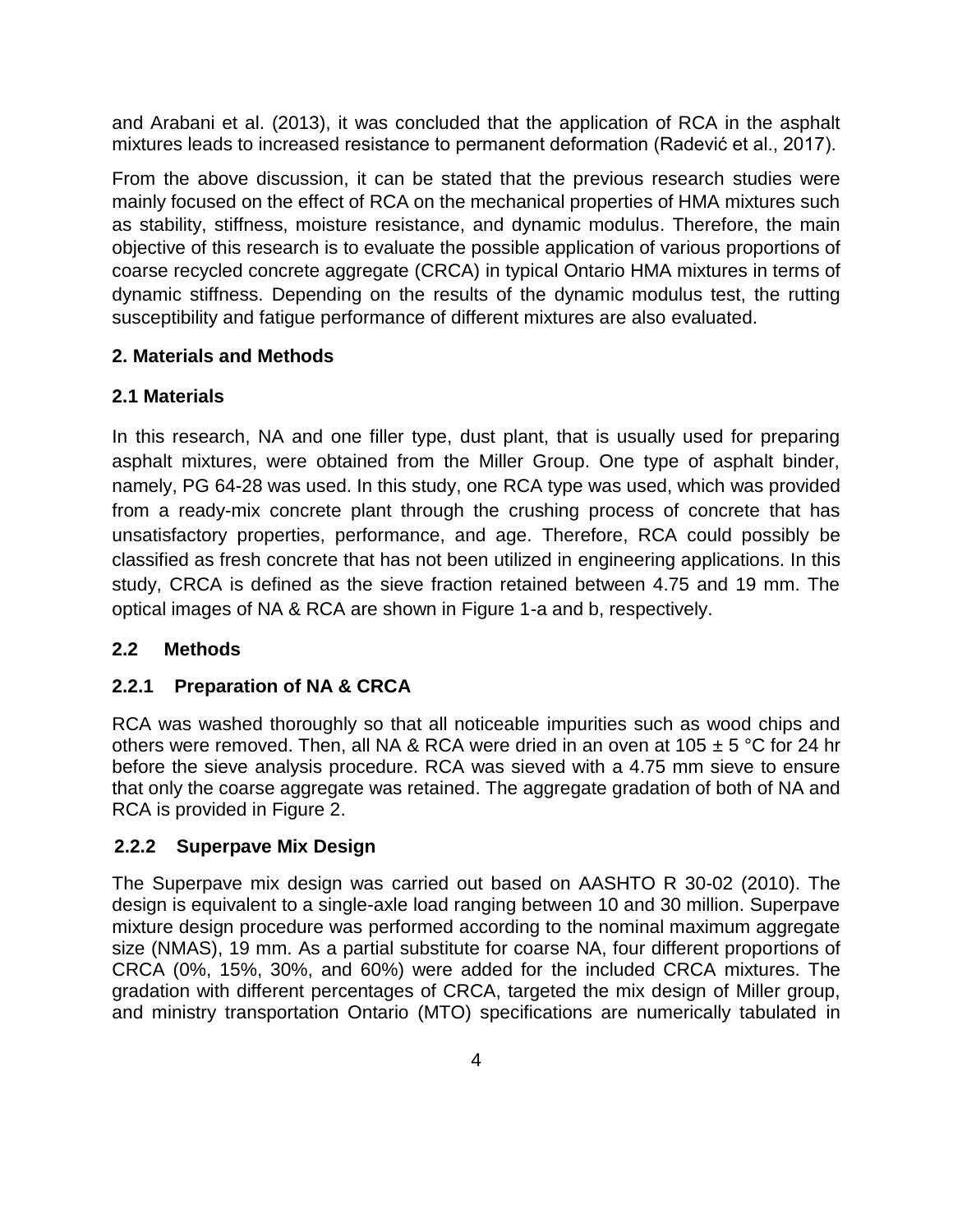and Arabani et al. (2013), it was concluded that the application of RCA in the asphalt mixtures leads to increased resistance to permanent deformation (Radević et al., 2017).

From the above discussion, it can be stated that the previous research studies were mainly focused on the effect of RCA on the mechanical properties of HMA mixtures such as stability, stiffness, moisture resistance, and dynamic modulus. Therefore, the main objective of this research is to evaluate the possible application of various proportions of coarse recycled concrete aggregate (CRCA) in typical Ontario HMA mixtures in terms of dynamic stiffness. Depending on the results of the dynamic modulus test, the rutting susceptibility and fatigue performance of different mixtures are also evaluated.

## 2. Materials and Methods

### 2.1 Materials

In this research, NA and one filler type, dust plant, that is usually used for preparing asphalt mixtures, were obtained from the Miller Group. One type of asphalt binder, namely, PG 64-28 was used. In this study, one RCA type was used, which was provided from a ready-mix concrete plant through the crushing process of concrete that has unsatisfactory properties, performance, and age. Therefore, RCA could possibly be classified as fresh concrete that has not been utilized in engineering applications. In this study, CRCA is defined as the sieve fraction retained between 4.75 and 19 mm. The optical images of NA & RCA are shown in Figure 1-a and b, respectively.

### 2.2 Methods

#### 2.2.1 Preparation of NA & CRCA

RCA was washed thoroughly so that all noticeable impurities such as wood chips and others were removed. Then, all NA & RCA were dried in an oven at 105 ± 5 °C for 24 hr before the sieve analysis procedure. RCA was sieved with a 4.75 mm sieve to ensure that only the coarse aggregate was retained. The aggregate gradation of both of NA and RCA is provided in Figure 2.

#### 2.2.2 Superpave Mix Design

The Superpave mix design was carried out based on AASHTO R 30-02 (2010). The design is equivalent to a single-axle load ranging between 10 and 30 million. Superpave mixture design procedure was performed according to the nominal maximum aggregate size (NMAS), 19 mm. As a partial substitute for coarse NA, four different proportions of CRCA (0%, 15%, 30%, and 60%) were added for the included CRCA mixtures. The gradation with different percentages of CRCA, targeted the mix design of Miller group, and ministry transportation Ontario (MTO) specifications are numerically tabulated in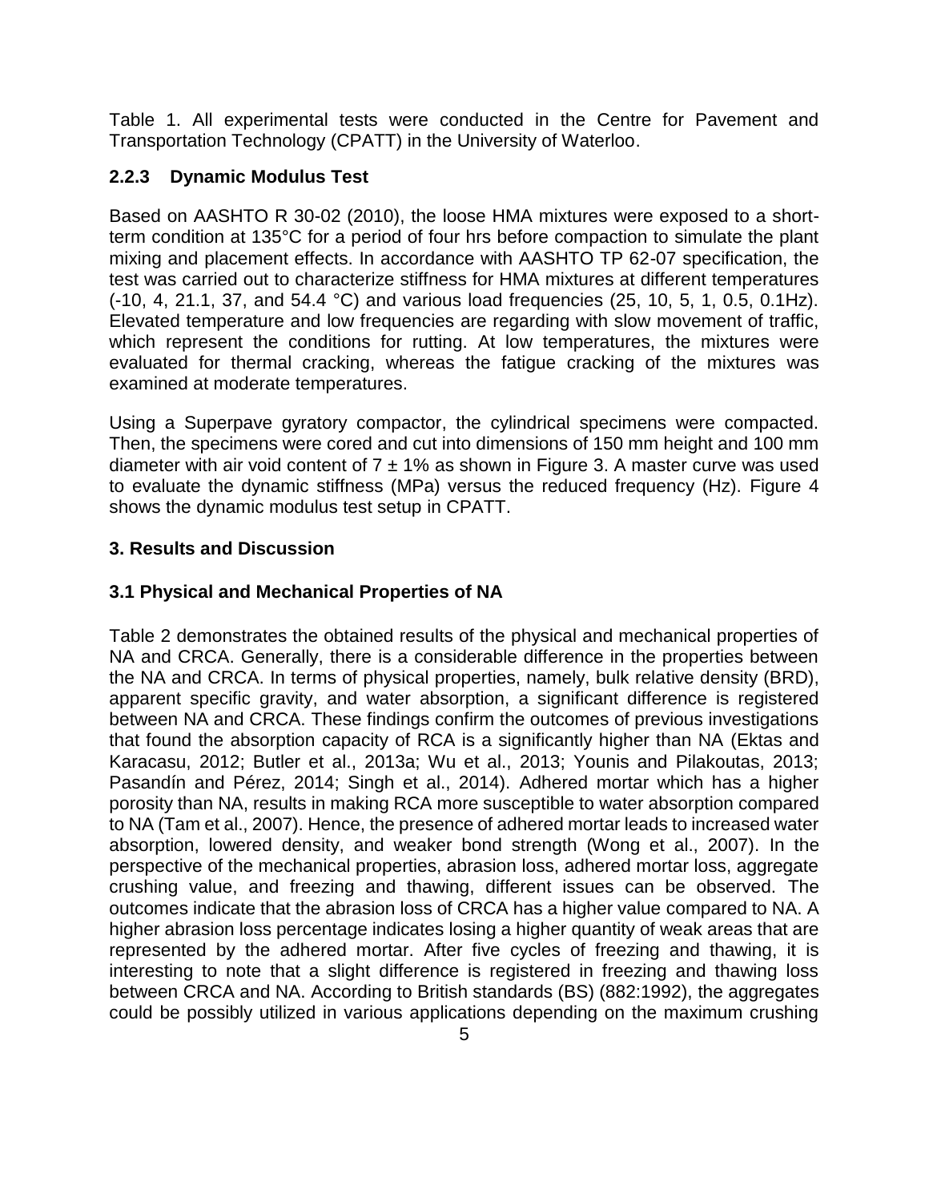Table 1. All experimental tests were conducted in the Centre for Pavement and Transportation Technology (CPATT) in the University of Waterloo.

### 2.2.3 Dynamic Modulus Test

Based on AASHTO R 30-02 (2010), the loose HMA mixtures were exposed to a short-term condition at 135°C for a period of four hrs before compaction to simulate the plant mixing and placement effects. In accordance with AASHTO TP 62-07 specification, the test was carried out to characterize stiffness for HMA mixtures at different temperatures (-10, 4, 21.1, 37, and 54.4 °C) and various load frequencies (25, 10, 5, 1, 0.5, 0.1Hz). Elevated temperature and low frequencies are regarding with slow movement of traffic, which represent the conditions for rutting. At low temperatures, the mixtures were evaluated for thermal cracking, whereas the fatigue cracking of the mixtures was examined at moderate temperatures.

Using a Superpave gyratory compactor, the cylindrical specimens were compacted. Then, the specimens were cored and cut into dimensions of 150 mm height and 100 mm diameter with air void content of 7 ± 1% as shown in Figure 3. A master curve was used to evaluate the dynamic stiffness (MPa) versus the reduced frequency (Hz). Figure 4 shows the dynamic modulus test setup in CPATT.

## 3. Results and Discussion

### 3.1 Physical and Mechanical Properties of NA

Table 2 demonstrates the obtained results of the physical and mechanical properties of NA and CRCA. Generally, there is a considerable difference in the properties between the NA and CRCA. In terms of physical properties, namely, bulk relative density (BRD), apparent specific gravity, and water absorption, a significant difference is registered between NA and CRCA. These findings confirm the outcomes of previous investigations that found the absorption capacity of RCA is a significantly higher than NA (Ektas and Karacasu, 2012; Butler et al., 2013a; Wu et al., 2013; Younis and Pilakoutas, 2013; Pasandín and Pérez, 2014; Singh et al., 2014). Adhered mortar which has a higher porosity than NA, results in making RCA more susceptible to water absorption compared to NA (Tam et al., 2007). Hence, the presence of adhered mortar leads to increased water absorption, lowered density, and weaker bond strength (Wong et al., 2007). In the perspective of the mechanical properties, abrasion loss, adhered mortar loss, aggregate crushing value, and freezing and thawing, different issues can be observed. The outcomes indicate that the abrasion loss of CRCA has a higher value compared to NA. A higher abrasion loss percentage indicates losing a higher quantity of weak areas that are represented by the adhered mortar. After five cycles of freezing and thawing, it is interesting to note that a slight difference is registered in freezing and thawing loss between CRCA and NA. According to British standards (BS) (882:1992), the aggregates could be possibly utilized in various applications depending on the maximum crushing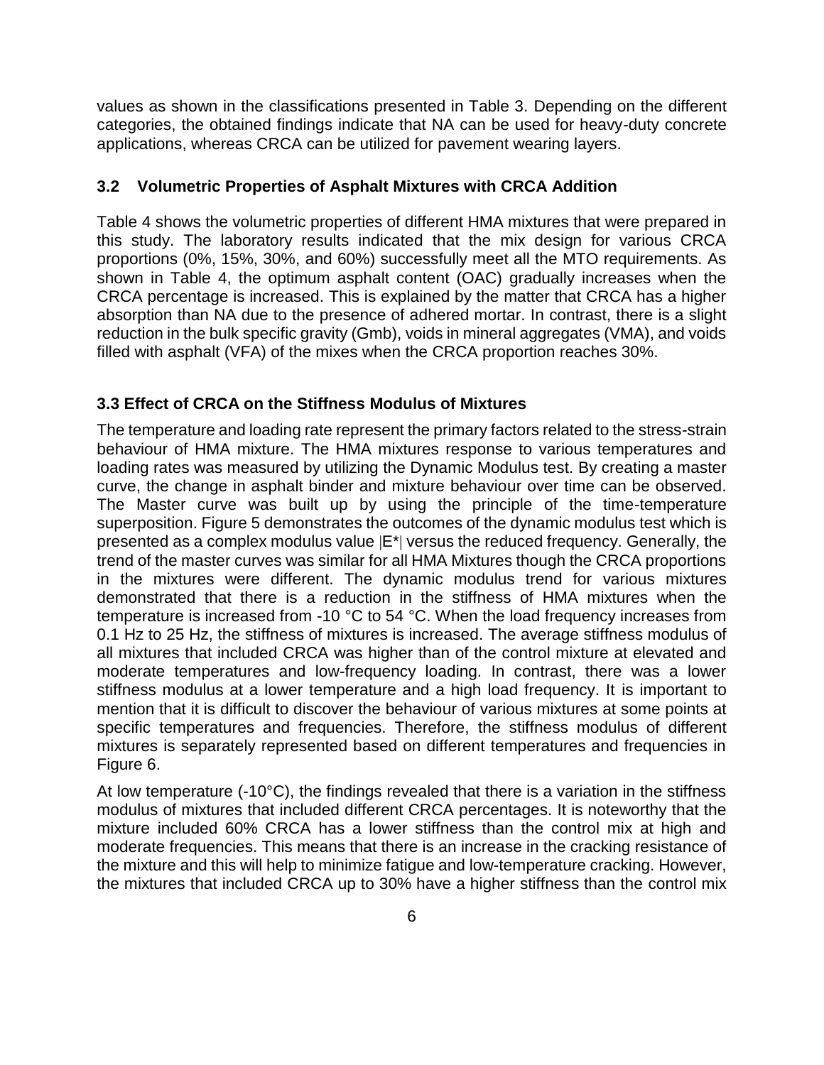values as shown in the classifications presented in Table 3. Depending on the different categories, the obtained findings indicate that NA can be used for heavy-duty concrete applications, whereas CRCA can be utilized for pavement wearing layers.

### 3.2 Volumetric Properties of Asphalt Mixtures with CRCA Addition

Table 4 shows the volumetric properties of different HMA mixtures that were prepared in this study. The laboratory results indicated that the mix design for various CRCA proportions (0%, 15%, 30%, and 60%) successfully meet all the MTO requirements. As shown in Table 4, the optimum asphalt content (OAC) gradually increases when the CRCA percentage is increased. This is explained by the matter that CRCA has a higher absorption than NA due to the presence of adhered mortar. In contrast, there is a slight reduction in the bulk specific gravity (Gmb), voids in mineral aggregates (VMA), and voids filled with asphalt (VFA) of the mixes when the CRCA proportion reaches 30%.

### 3.3 Effect of CRCA on the Stiffness Modulus of Mixtures

The temperature and loading rate represent the primary factors related to the stress-strain behaviour of HMA mixture. The HMA mixtures response to various temperatures and loading rates was measured by utilizing the Dynamic Modulus test. By creating a master curve, the change in asphalt binder and mixture behaviour over time can be observed. The Master curve was built up by using the principle of the time-temperature superposition. Figure 5 demonstrates the outcomes of the dynamic modulus test which is presented as a complex modulus value $|E^*|$ versus the reduced frequency. Generally, the trend of the master curves was similar for all HMA Mixtures though the CRCA proportions in the mixtures were different. The dynamic modulus trend for various mixtures demonstrated that there is a reduction in the stiffness of HMA mixtures when the temperature is increased from -10 °C to 54 °C. When the load frequency increases from 0.1 Hz to 25 Hz, the stiffness of mixtures is increased. The average stiffness modulus of all mixtures that included CRCA was higher than of the control mixture at elevated and moderate temperatures and low-frequency loading. In contrast, there was a lower stiffness modulus at a lower temperature and a high load frequency. It is important to mention that it is difficult to discover the behaviour of various mixtures at some points at specific temperatures and frequencies. Therefore, the stiffness modulus of different mixtures is separately represented based on different temperatures and frequencies in Figure 6.

At low temperature (-10°C), the findings revealed that there is a variation in the stiffness modulus of mixtures that included different CRCA percentages. It is noteworthy that the mixture included 60% CRCA has a lower stiffness than the control mix at high and moderate frequencies. This means that there is an increase in the cracking resistance of the mixture and this will help to minimize fatigue and low-temperature cracking. However, the mixtures that included CRCA up to 30% have a higher stiffness than the control mix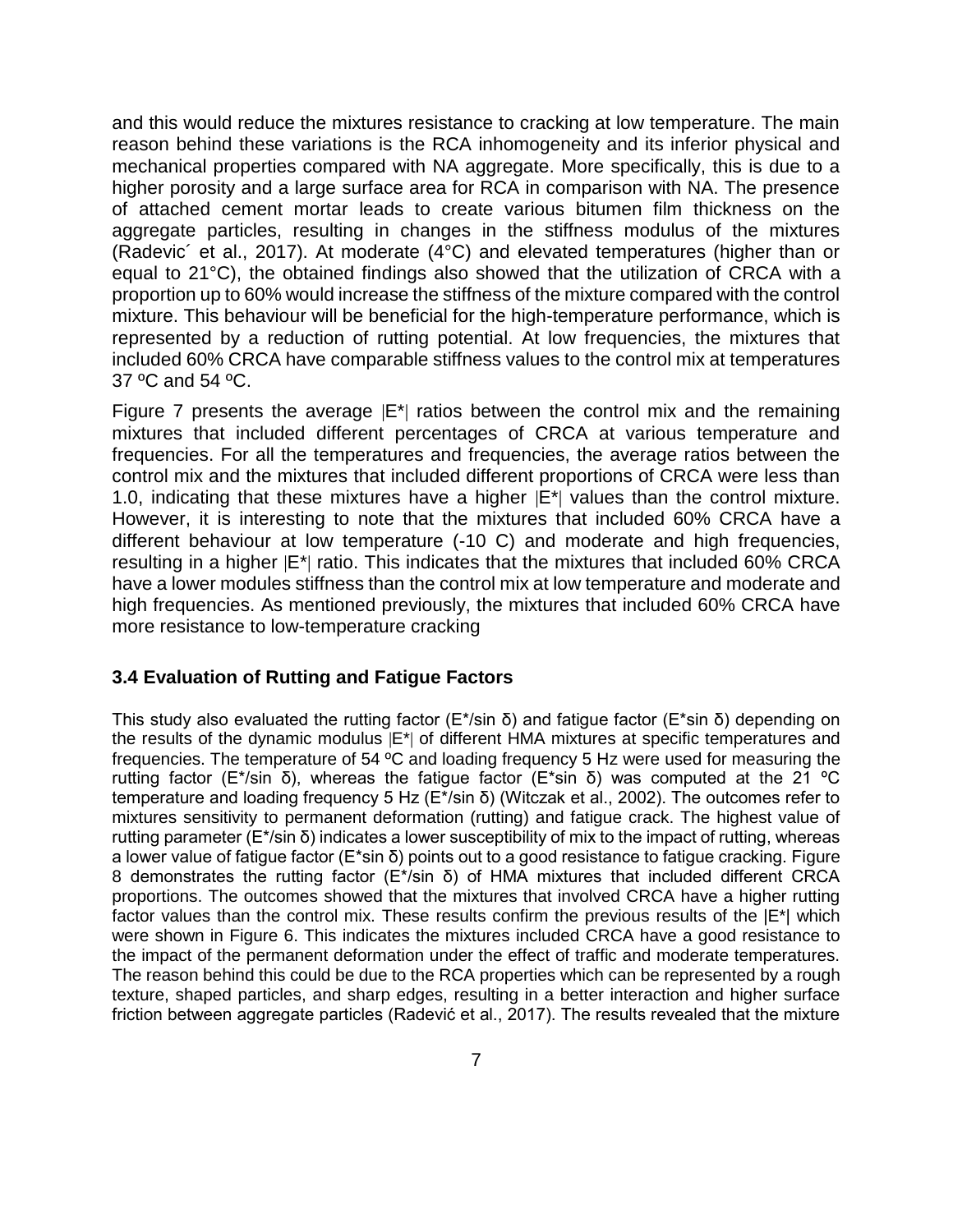and this would reduce the mixtures resistance to cracking at low temperature. The main reason behind these variations is the RCA inhomogeneity and its inferior physical and mechanical properties compared with NA aggregate. More specifically, this is due to a higher porosity and a large surface area for RCA in comparison with NA. The presence of attached cement mortar leads to create various bitumen film thickness on the aggregate particles, resulting in changes in the stiffness modulus of the mixtures (Radevic´ et al., 2017). At moderate (4°C) and elevated temperatures (higher than or equal to 21°C), the obtained findings also showed that the utilization of CRCA with a proportion up to 60% would increase the stiffness of the mixture compared with the control mixture. This behaviour will be beneficial for the high-temperature performance, which is represented by a reduction of rutting potential. At low frequencies, the mixtures that included 60% CRCA have comparable stiffness values to the control mix at temperatures 37 ºC and 54 ºC.

Figure 7 presents the average |E*| ratios between the control mix and the remaining mixtures that included different percentages of CRCA at various temperature and frequencies. For all the temperatures and frequencies, the average ratios between the control mix and the mixtures that included different proportions of CRCA were less than 1.0, indicating that these mixtures have a higher |E*| values than the control mixture. However, it is interesting to note that the mixtures that included 60% CRCA have a different behaviour at low temperature (-10 C) and moderate and high frequencies, resulting in a higher |E*| ratio. This indicates that the mixtures that included 60% CRCA have a lower modules stiffness than the control mix at low temperature and moderate and high frequencies. As mentioned previously, the mixtures that included 60% CRCA have more resistance to low-temperature cracking

### 3.4 Evaluation of Rutting and Fatigue Factors

This study also evaluated the rutting factor (E*/sin δ) and fatigue factor (E*sin δ) depending on the results of the dynamic modulus |E*| of different HMA mixtures at specific temperatures and frequencies. The temperature of 54 ºC and loading frequency 5 Hz were used for measuring the rutting factor (E*/sin δ), whereas the fatigue factor (E*sin δ) was computed at the 21 ºC temperature and loading frequency 5 Hz (E*/sin δ) (Witczak et al., 2002). The outcomes refer to mixtures sensitivity to permanent deformation (rutting) and fatigue crack. The highest value of rutting parameter (E*/sin δ) indicates a lower susceptibility of mix to the impact of rutting, whereas a lower value of fatigue factor (E*sin δ) points out to a good resistance to fatigue cracking. Figure 8 demonstrates the rutting factor (E*/sin δ) of HMA mixtures that included different CRCA proportions. The outcomes showed that the mixtures that involved CRCA have a higher rutting factor values than the control mix. These results confirm the previous results of the |E*| which were shown in Figure 6. This indicates the mixtures included CRCA have a good resistance to the impact of the permanent deformation under the effect of traffic and moderate temperatures. The reason behind this could be due to the RCA properties which can be represented by a rough texture, shaped particles, and sharp edges, resulting in a better interaction and higher surface friction between aggregate particles (Radević et al., 2017). The results revealed that the mixture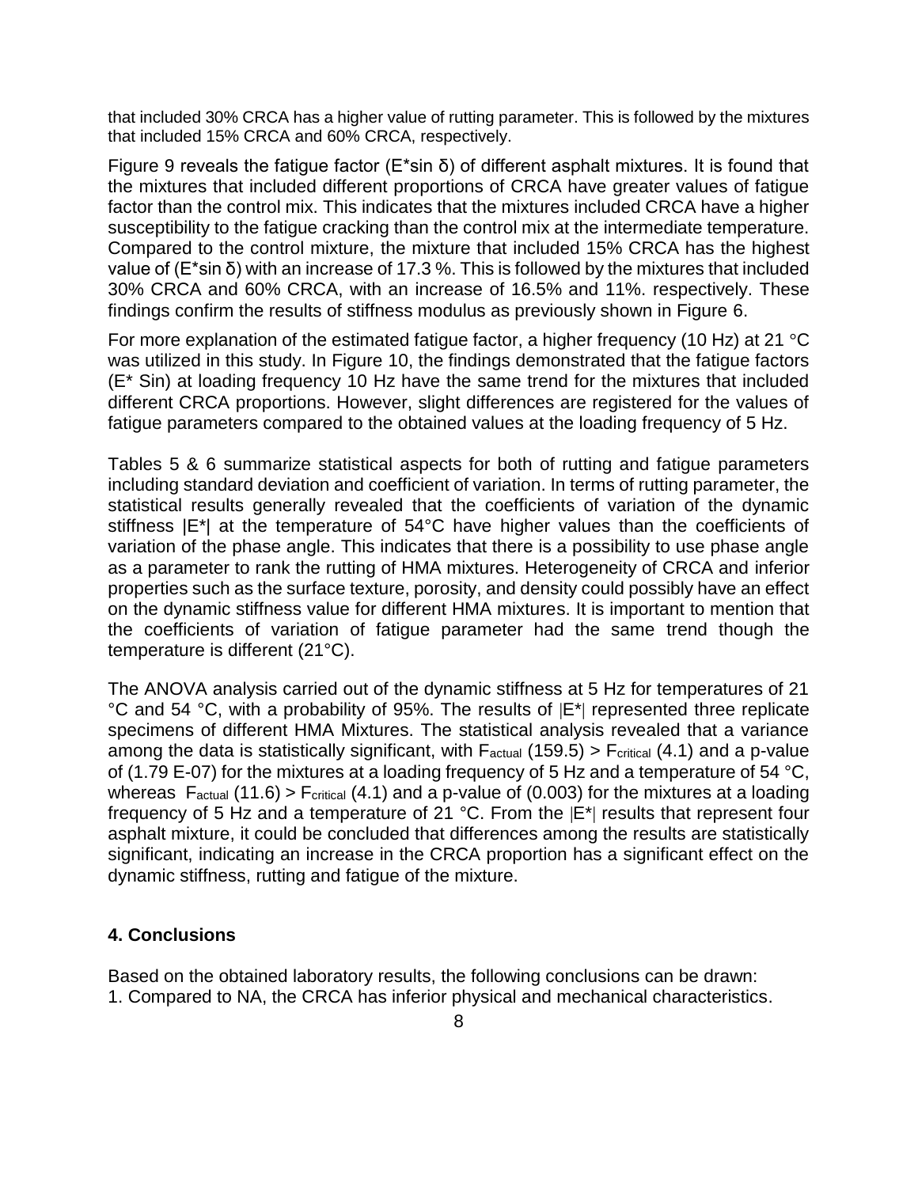that included 30% CRCA has a higher value of rutting parameter. This is followed by the mixtures that included 15% CRCA and 60% CRCA, respectively.

Figure 9 reveals the fatigue factor ($E^*\sin \delta$) of different asphalt mixtures. It is found that the mixtures that included different proportions of CRCA have greater values of fatigue factor than the control mix. This indicates that the mixtures included CRCA have a higher susceptibility to the fatigue cracking than the control mix at the intermediate temperature. Compared to the control mixture, the mixture that included 15% CRCA has the highest value of ($E^*\sin \delta$) with an increase of 17.3 %. This is followed by the mixtures that included 30% CRCA and 60% CRCA, with an increase of 16.5% and 11%. respectively. These findings confirm the results of stiffness modulus as previously shown in Figure 6.

For more explanation of the estimated fatigue factor, a higher frequency (10 Hz) at 21 °C was utilized in this study. In Figure 10, the findings demonstrated that the fatigue factors ($E^*$ Sin) at loading frequency 10 Hz have the same trend for the mixtures that included different CRCA proportions. However, slight differences are registered for the values of fatigue parameters compared to the obtained values at the loading frequency of 5 Hz.

Tables 5 & 6 summarize statistical aspects for both of rutting and fatigue parameters including standard deviation and coefficient of variation. In terms of rutting parameter, the statistical results generally revealed that the coefficients of variation of the dynamic stiffness $|E^*|$ at the temperature of 54°C have higher values than the coefficients of variation of the phase angle. This indicates that there is a possibility to use phase angle as a parameter to rank the rutting of HMA mixtures. Heterogeneity of CRCA and inferior properties such as the surface texture, porosity, and density could possibly have an effect on the dynamic stiffness value for different HMA mixtures. It is important to mention that the coefficients of variation of fatigue parameter had the same trend though the temperature is different (21°C).

The ANOVA analysis carried out of the dynamic stiffness at 5 Hz for temperatures of 21 °C and 54 °C, with a probability of 95%. The results of $|E^*|$ represented three replicate specimens of different HMA Mixtures. The statistical analysis revealed that a variance among the data is statistically significant, with $F_{actual}$ (159.5) > $F_{critical}$ (4.1) and a p-value of (1.79 E-07) for the mixtures at a loading frequency of 5 Hz and a temperature of 54 °C, whereas $F_{actual}$ (11.6) > $F_{critical}$ (4.1) and a p-value of (0.003) for the mixtures at a loading frequency of 5 Hz and a temperature of 21 °C. From the $|E^*|$ results that represent four asphalt mixture, it could be concluded that differences among the results are statistically significant, indicating an increase in the CRCA proportion has a significant effect on the dynamic stiffness, rutting and fatigue of the mixture.

## 4. Conclusions

Based on the obtained laboratory results, the following conclusions can be drawn:

1. Compared to NA, the CRCA has inferior physical and mechanical characteristics.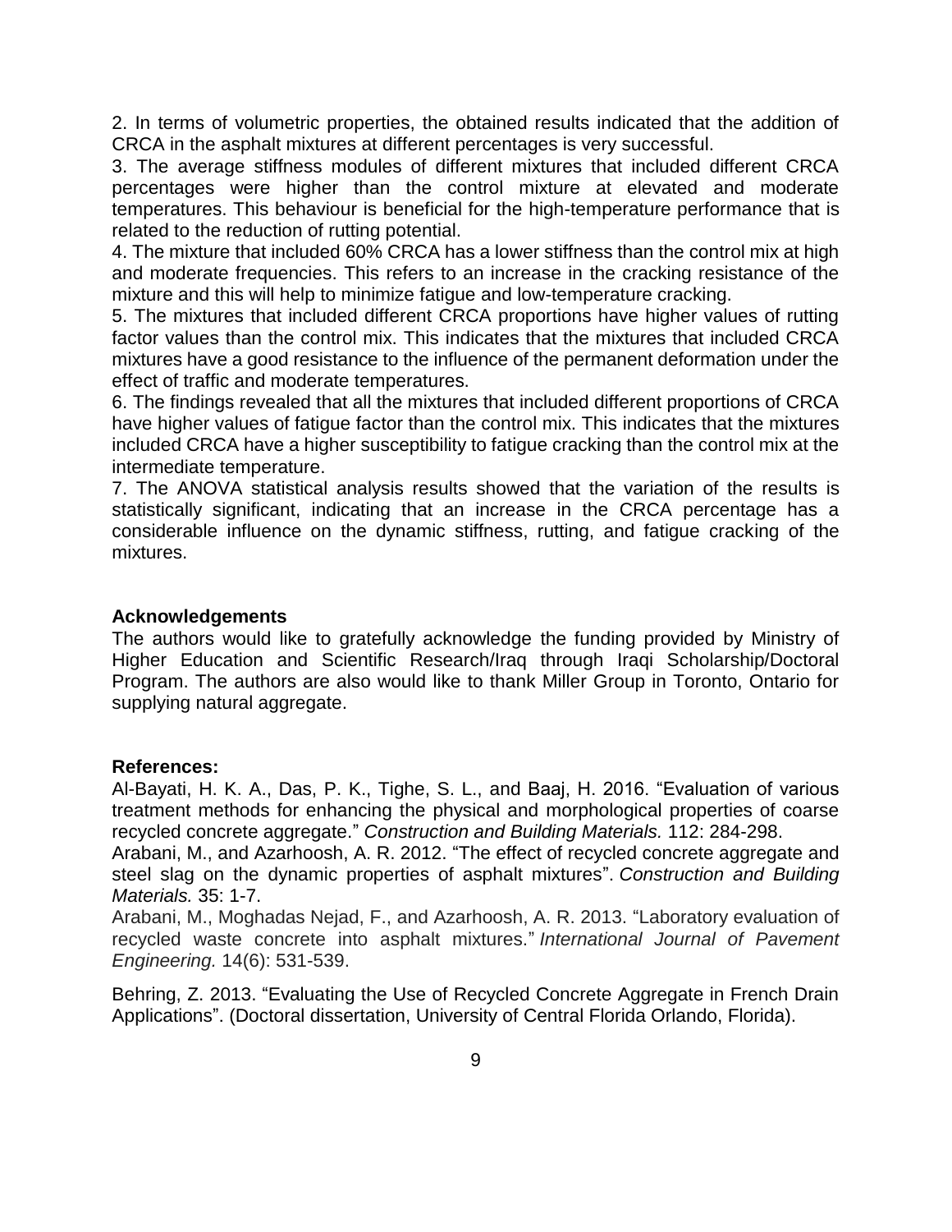2. In terms of volumetric properties, the obtained results indicated that the addition of CRCA in the asphalt mixtures at different percentages is very successful.

3. The average stiffness modules of different mixtures that included different CRCA percentages were higher than the control mixture at elevated and moderate temperatures. This behaviour is beneficial for the high-temperature performance that is related to the reduction of rutting potential.

4. The mixture that included 60% CRCA has a lower stiffness than the control mix at high and moderate frequencies. This refers to an increase in the cracking resistance of the mixture and this will help to minimize fatigue and low-temperature cracking.

5. The mixtures that included different CRCA proportions have higher values of rutting factor values than the control mix. This indicates that the mixtures that included CRCA mixtures have a good resistance to the influence of the permanent deformation under the effect of traffic and moderate temperatures.

6. The findings revealed that all the mixtures that included different proportions of CRCA have higher values of fatigue factor than the control mix. This indicates that the mixtures included CRCA have a higher susceptibility to fatigue cracking than the control mix at the intermediate temperature.

7. The ANOVA statistical analysis results showed that the variation of the results is statistically significant, indicating that an increase in the CRCA percentage has a considerable influence on the dynamic stiffness, rutting, and fatigue cracking of the mixtures.

**Acknowledgements**

The authors would like to gratefully acknowledge the funding provided by Ministry of Higher Education and Scientific Research/Iraq through Iraqi Scholarship/Doctoral Program. The authors are also would like to thank Miller Group in Toronto, Ontario for supplying natural aggregate.

**References:**

Al-Bayati, H. K. A., Das, P. K., Tighe, S. L., and Baaj, H. 2016. "Evaluation of various treatment methods for enhancing the physical and morphological properties of coarse recycled concrete aggregate." *Construction and Building Materials.* 112: 284-298.

Arabani, M., and Azarhoosh, A. R. 2012. "The effect of recycled concrete aggregate and steel slag on the dynamic properties of asphalt mixtures". *Construction and Building Materials.* 35: 1-7.

Arabani, M., Moghadas Nejad, F., and Azarhoosh, A. R. 2013. "Laboratory evaluation of recycled waste concrete into asphalt mixtures." *International Journal of Pavement Engineering.* 14(6): 531-539.

Behring, Z. 2013. "Evaluating the Use of Recycled Concrete Aggregate in French Drain Applications". (Doctoral dissertation, University of Central Florida Orlando, Florida).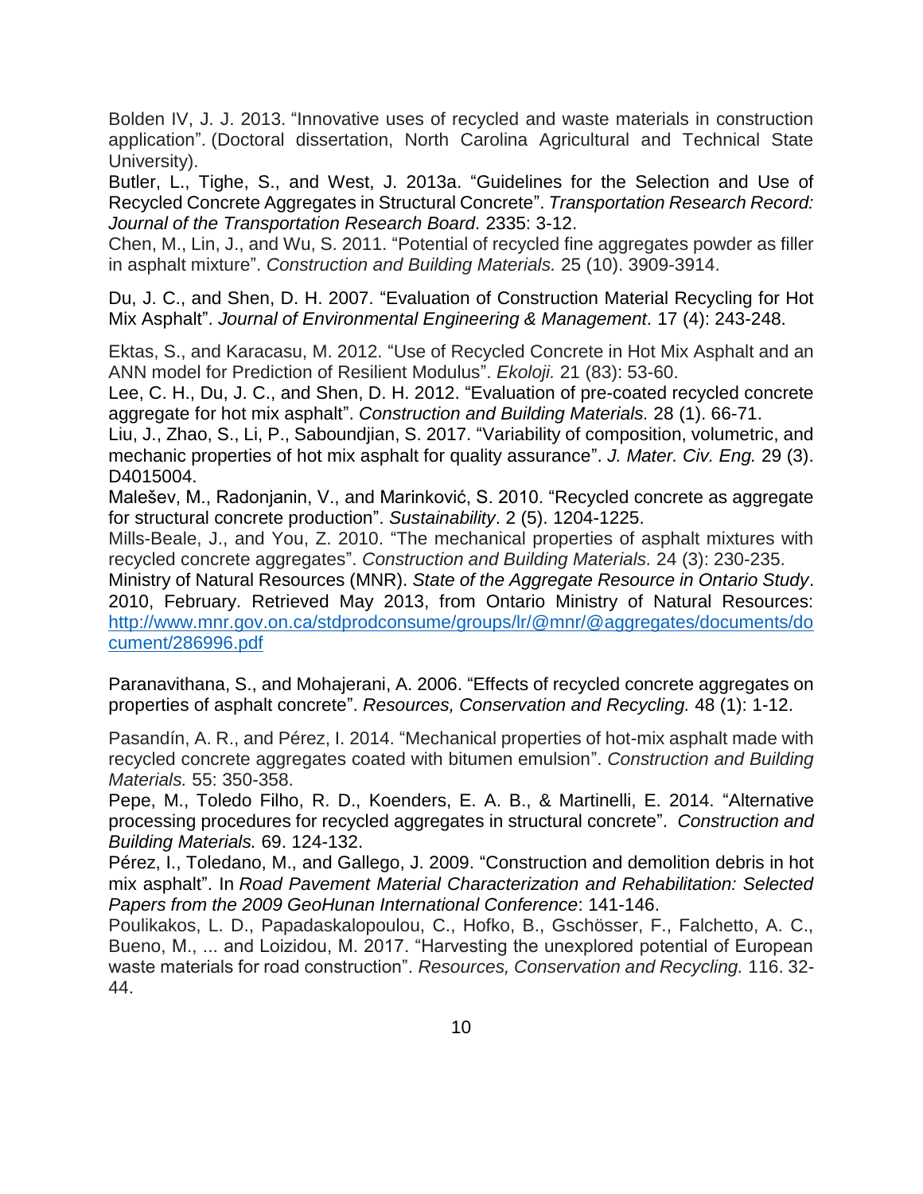Bolden IV, J. J. 2013. “Innovative uses of recycled and waste materials in construction application”. (Doctoral dissertation, North Carolina Agricultural and Technical State University).

Butler, L., Tighe, S., and West, J. 2013a. “Guidelines for the Selection and Use of Recycled Concrete Aggregates in Structural Concrete”. *Transportation Research Record: Journal of the Transportation Research Board.* 2335: 3-12.

Chen, M., Lin, J., and Wu, S. 2011. “Potential of recycled fine aggregates powder as filler in asphalt mixture”. *Construction and Building Materials.* 25 (10). 3909-3914.

Du, J. C., and Shen, D. H. 2007. “Evaluation of Construction Material Recycling for Hot Mix Asphalt”. *Journal of Environmental Engineering & Management.* 17 (4): 243-248.

Ektas, S., and Karacasu, M. 2012. “Use of Recycled Concrete in Hot Mix Asphalt and an ANN model for Prediction of Resilient Modulus”. *Ekoloji.* 21 (83): 53-60.

Lee, C. H., Du, J. C., and Shen, D. H. 2012. “Evaluation of pre-coated recycled concrete aggregate for hot mix asphalt”. *Construction and Building Materials.* 28 (1). 66-71.

Liu, J., Zhao, S., Li, P., Saboundjian, S. 2017. “Variability of composition, volumetric, and mechanic properties of hot mix asphalt for quality assurance”. *J. Mater. Civ. Eng.* 29 (3). D4015004.

Malešev, M., Radonjanin, V., and Marinković, S. 2010. “Recycled concrete as aggregate for structural concrete production”. *Sustainability*. 2 (5). 1204-1225.

Mills-Beale, J., and You, Z. 2010. “The mechanical properties of asphalt mixtures with recycled concrete aggregates”. *Construction and Building Materials.* 24 (3): 230-235.

Ministry of Natural Resources (MNR). *State of the Aggregate Resource in Ontario Study*. 2010, February. Retrieved May 2013, from Ontario Ministry of Natural Resources: http://www.mnr.gov.on.ca/stdprodconsume/groups/lr/@mnr/@aggregates/documents/document/286996.pdf

Paranavithana, S., and Mohajerani, A. 2006. “Effects of recycled concrete aggregates on properties of asphalt concrete”. *Resources, Conservation and Recycling.* 48 (1): 1-12.

Pasandín, A. R., and Pérez, I. 2014. “Mechanical properties of hot-mix asphalt made with recycled concrete aggregates coated with bitumen emulsion”. *Construction and Building Materials.* 55: 350-358.

Pepe, M., Toledo Filho, R. D., Koenders, E. A. B., & Martinelli, E. 2014. “Alternative processing procedures for recycled aggregates in structural concrete”. *Construction and Building Materials.* 69. 124-132.

Pérez, I., Toledano, M., and Gallego, J. 2009. “Construction and demolition debris in hot mix asphalt”. In *Road Pavement Material Characterization and Rehabilitation: Selected Papers from the 2009 GeoHunan International Conference*: 141-146.

Poulikakos, L. D., Papadaskalopoulou, C., Hofko, B., Gschösser, F., Falchetto, A. C., Bueno, M., ... and Loizidou, M. 2017. “Harvesting the unexplored potential of European waste materials for road construction”. *Resources, Conservation and Recycling.* 116. 32-44.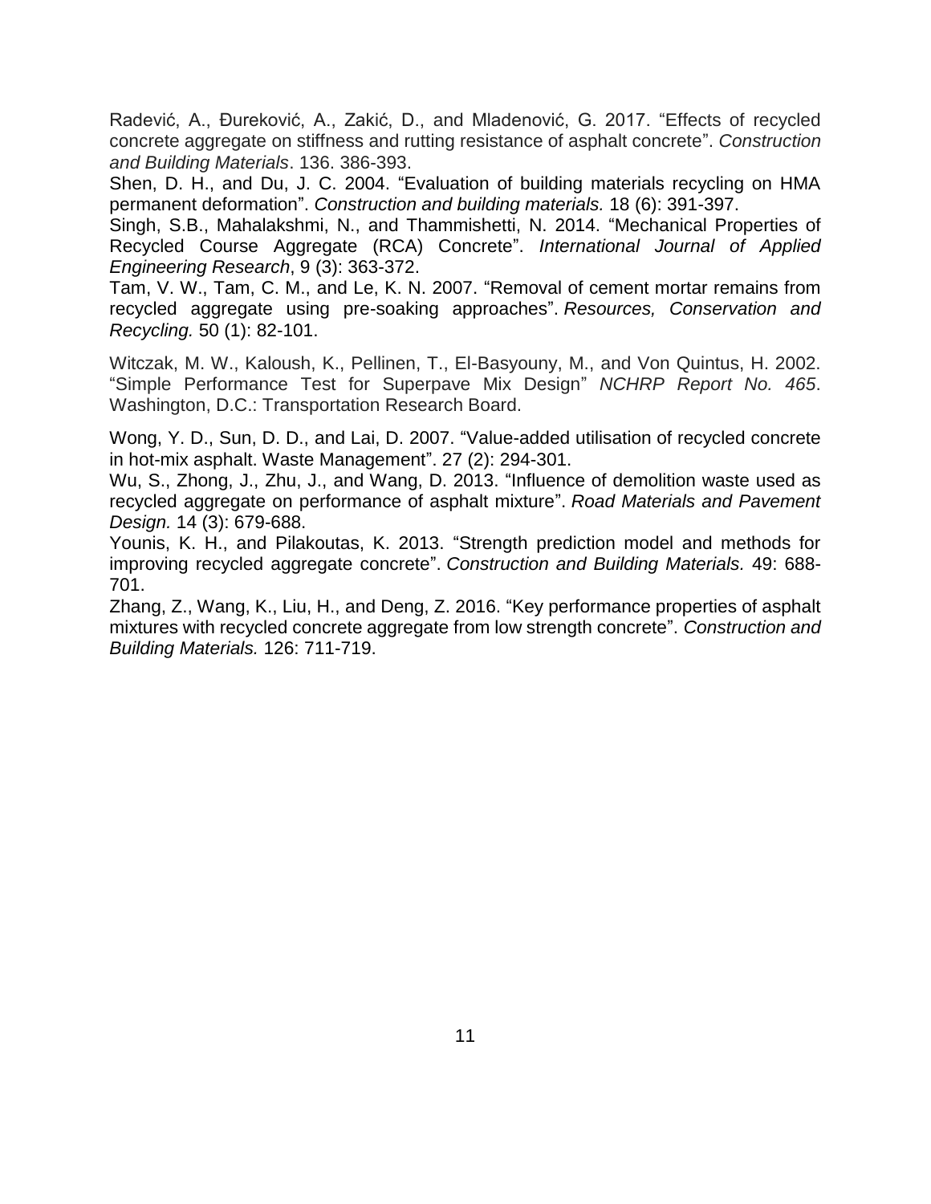Radević, A., Đureković, A., Zakić, D., and Mladenović, G. 2017. "Effects of recycled concrete aggregate on stiffness and rutting resistance of asphalt concrete". *Construction and Building Materials*. 136. 386-393.

Shen, D. H., and Du, J. C. 2004. "Evaluation of building materials recycling on HMA permanent deformation". *Construction and building materials.* 18 (6): 391-397.

Singh, S.B., Mahalakshmi, N., and Thammishetti, N. 2014. "Mechanical Properties of Recycled Course Aggregate (RCA) Concrete". *International Journal of Applied Engineering Research*, 9 (3): 363-372.

Tam, V. W., Tam, C. M., and Le, K. N. 2007. "Removal of cement mortar remains from recycled aggregate using pre-soaking approaches". *Resources, Conservation and Recycling.* 50 (1): 82-101.

Witczak, M. W., Kaloush, K., Pellinen, T., El-Basyouny, M., and Von Quintus, H. 2002. "Simple Performance Test for Superpave Mix Design" *NCHRP Report No. 465*. Washington, D.C.: Transportation Research Board.

Wong, Y. D., Sun, D. D., and Lai, D. 2007. "Value-added utilisation of recycled concrete in hot-mix asphalt. Waste Management". 27 (2): 294-301.

Wu, S., Zhong, J., Zhu, J., and Wang, D. 2013. "Influence of demolition waste used as recycled aggregate on performance of asphalt mixture". *Road Materials and Pavement Design.* 14 (3): 679-688.

Younis, K. H., and Pilakoutas, K. 2013. "Strength prediction model and methods for improving recycled aggregate concrete". *Construction and Building Materials.* 49: 688-701.

Zhang, Z., Wang, K., Liu, H., and Deng, Z. 2016. "Key performance properties of asphalt mixtures with recycled concrete aggregate from low strength concrete". *Construction and Building Materials.* 126: 711-719.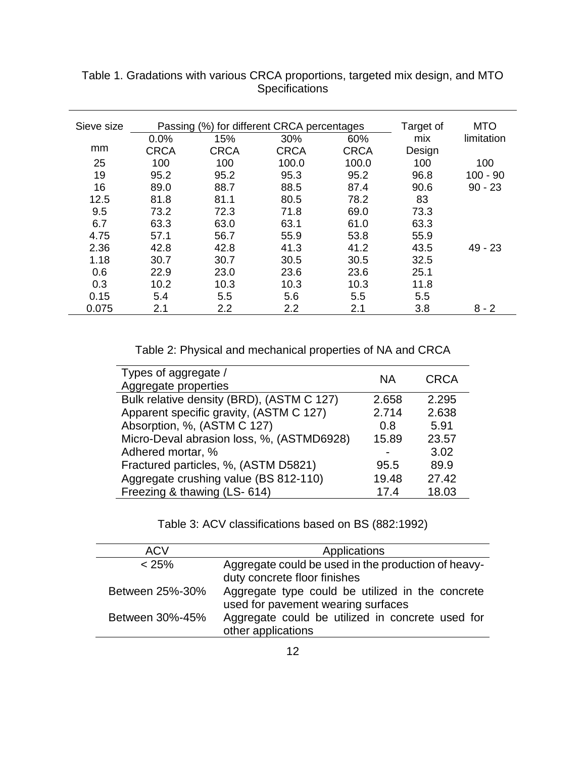Table 1. Gradations with various CRCA proportions, targeted mix design, and MTO Specifications

| Sieve size | Passing (%) for different CRCA percentages | | | | Target of mix Design | MTO limitation |
|---|---|---|---|---|---|---|
| mm | 0.0% CRCA | 15% CRCA | 30% CRCA | 60% CRCA | | |
| 25 | 100 | 100 | 100.0 | 100.0 | 100 | 100 |
| 19 | 95.2 | 95.2 | 95.3 | 95.2 | 96.8 | 100 - 90 |
| 16 | 89.0 | 88.7 | 88.5 | 87.4 | 90.6 | 90 - 23 |
| 12.5 | 81.8 | 81.1 | 80.5 | 78.2 | 83 | |
| 9.5 | 73.2 | 72.3 | 71.8 | 69.0 | 73.3 | |
| 6.7 | 63.3 | 63.0 | 63.1 | 61.0 | 63.3 | |
| 4.75 | 57.1 | 56.7 | 55.9 | 53.8 | 55.9 | |
| 2.36 | 42.8 | 42.8 | 41.3 | 41.2 | 43.5 | 49 - 23 |
| 1.18 | 30.7 | 30.7 | 30.5 | 30.5 | 32.5 | |
| 0.6 | 22.9 | 23.0 | 23.6 | 23.6 | 25.1 | |
| 0.3 | 10.2 | 10.3 | 10.3 | 10.3 | 11.8 | |
| 0.15 | 5.4 | 5.5 | 5.6 | 5.5 | 5.5 | |
| 0.075 | 2.1 | 2.2 | 2.2 | 2.1 | 3.8 | 8 - 2 |

Table 2: Physical and mechanical properties of NA and CRCA

| Types of aggregate / Aggregate properties | NA | CRCA |
|---|---|---|
| Bulk relative density (BRD), (ASTM C 127) | 2.658 | 2.295 |
| Apparent specific gravity, (ASTM C 127) | 2.714 | 2.638 |
| Absorption, %, (ASTM C 127) | 0.8 | 5.91 |
| Micro-Deval abrasion loss, %, (ASTMD6928) | 15.89 | 23.57 |
| Adhered mortar, % | - | 3.02 |
| Fractured particles, %, (ASTM D5821) | 95.5 | 89.9 |
| Aggregate crushing value (BS 812-110) | 19.48 | 27.42 |
| Freezing & thawing (LS- 614) | 17.4 | 18.03 |

Table 3: ACV classifications based on BS (882:1992)

| ACV | Applications |
|---|---|
| < 25% | Aggregate could be used in the production of heavy-duty concrete floor finishes |
| Between 25%-30% | Aggregate type could be utilized in the concrete used for pavement wearing surfaces |
| Between 30%-45% | Aggregate could be utilized in concrete used for other applications |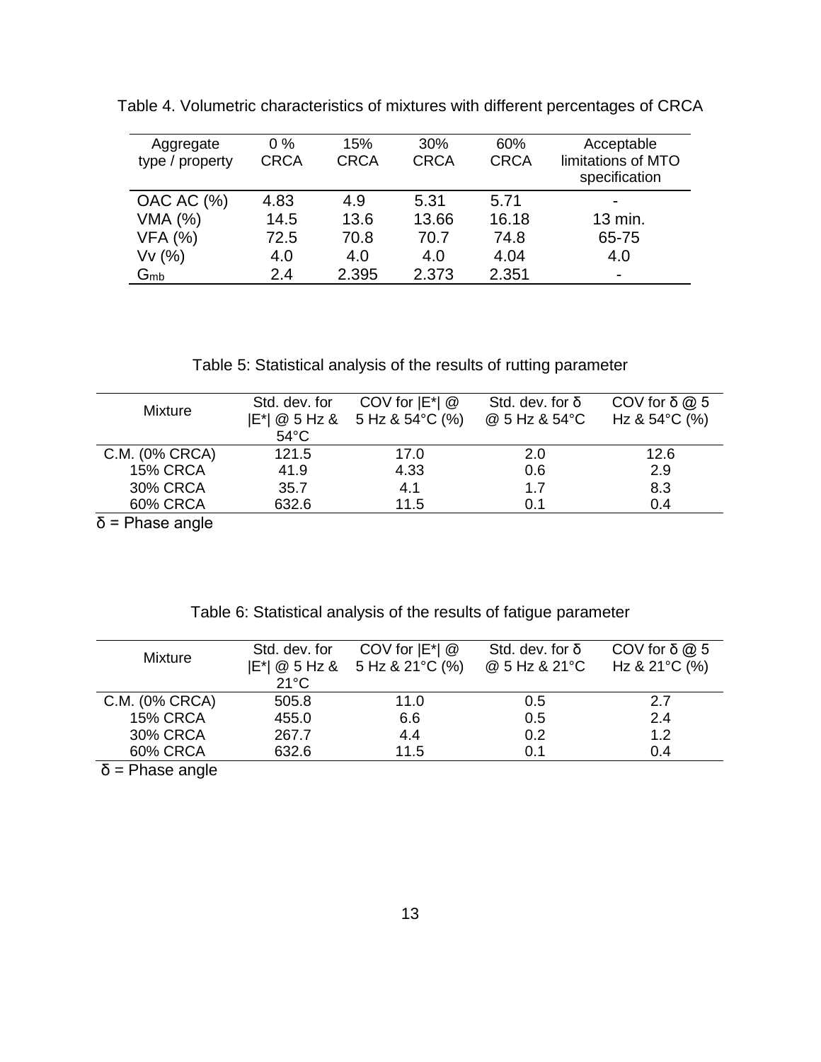Table 4. Volumetric characteristics of mixtures with different percentages of CRCA

| Aggregate type / property | 0 % CRCA | 15% CRCA | 30% CRCA | 60% CRCA | Acceptable limitations of MTO specification |
|---|---|---|---|---|---|
| OAC AC (%) | 4.83 | 4.9 | 5.31 | 5.71 | - |
| VMA (%) | 14.5 | 13.6 | 13.66 | 16.18 | 13 min. |
| VFA (%) | 72.5 | 70.8 | 70.7 | 74.8 | 65-75 |
| Vv (%) | 4.0 | 4.0 | 4.0 | 4.04 | 4.0 |
| $G_{mb}$ | 2.4 | 2.395 | 2.373 | 2.351 | - |

Table 5: Statistical analysis of the results of rutting parameter

| Mixture | Std. dev. for \|E*\| @ 5 Hz & 54°C | COV for \|E*\| @ 5 Hz & 54°C (%) | Std. dev. for δ @ 5 Hz & 54°C | COV for δ @ 5 Hz & 54°C (%) |
|---|---|---|---|---|
| C.M. (0% CRCA) | 121.5 | 17.0 | 2.0 | 12.6 |
| 15% CRCA | 41.9 | 4.33 | 0.6 | 2.9 |
| 30% CRCA | 35.7 | 4.1 | 1.7 | 8.3 |
| 60% CRCA | 632.6 | 11.5 | 0.1 | 0.4 |

δ = Phase angle

Table 6: Statistical analysis of the results of fatigue parameter

| Mixture | Std. dev. for \|E*\| @ 5 Hz & 21°C | COV for \|E*\| @ 5 Hz & 21°C (%) | Std. dev. for δ @ 5 Hz & 21°C | COV for δ @ 5 Hz & 21°C (%) |
|---|---|---|---|---|
| C.M. (0% CRCA) | 505.8 | 11.0 | 0.5 | 2.7 |
| 15% CRCA | 455.0 | 6.6 | 0.5 | 2.4 |
| 30% CRCA | 267.7 | 4.4 | 0.2 | 1.2 |
| 60% CRCA | 632.6 | 11.5 | 0.1 | 0.4 |

δ = Phase angle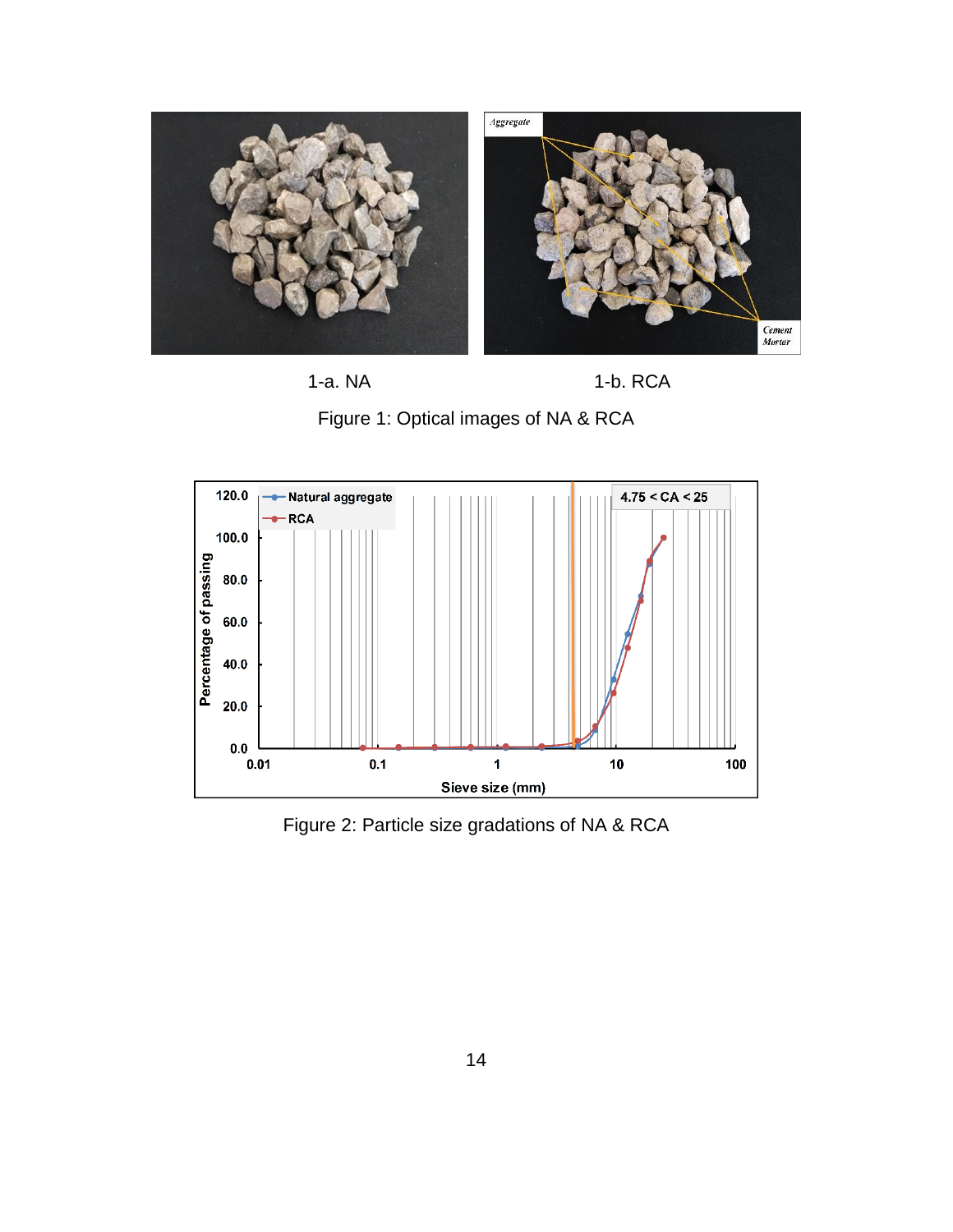1-a. NA

1-b. RCA

Figure 1: Optical images of NA & RCA

Figure 2: Particle size gradations of NA & RCA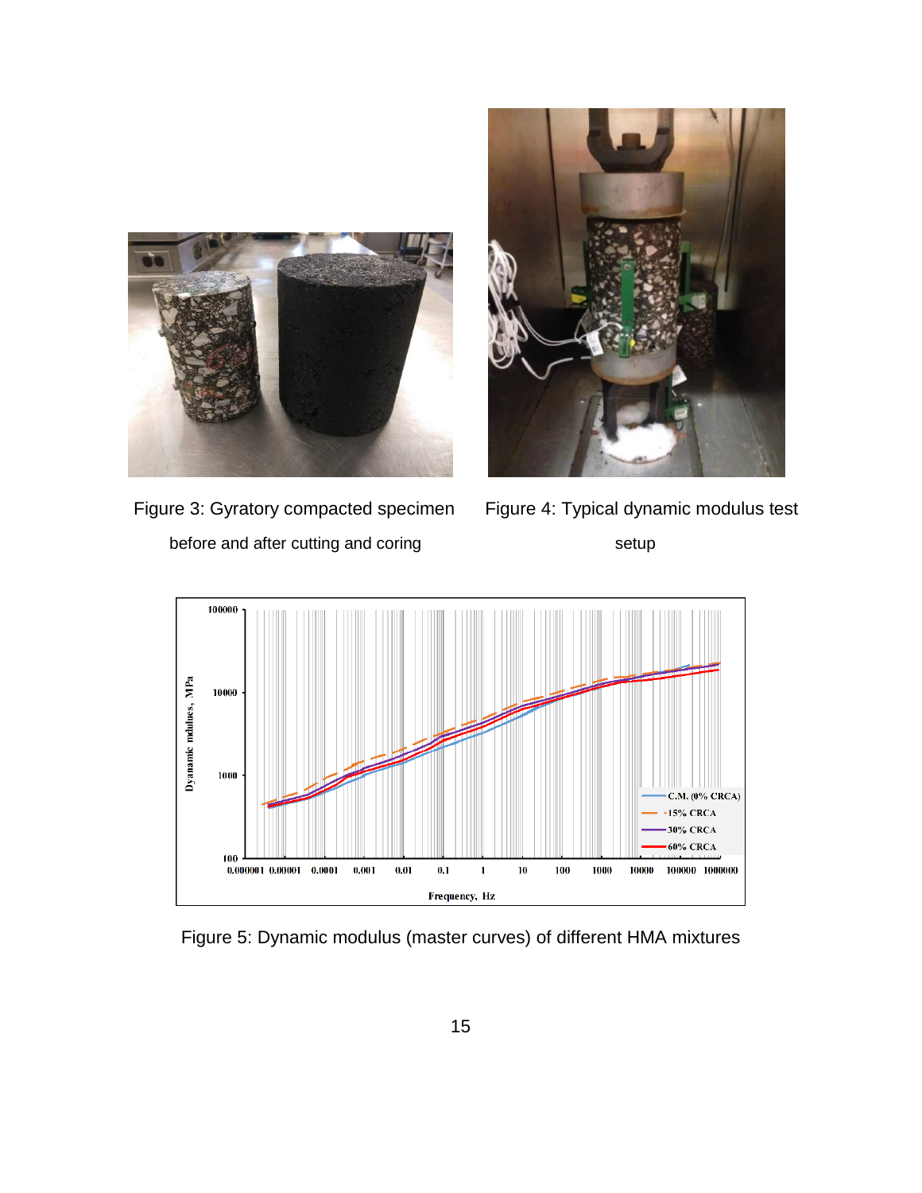Figure 3: Gyratory compacted specimen before and after cutting and coring

Figure 4: Typical dynamic modulus test setup

Figure 5: Dynamic modulus (master curves) of different HMA mixtures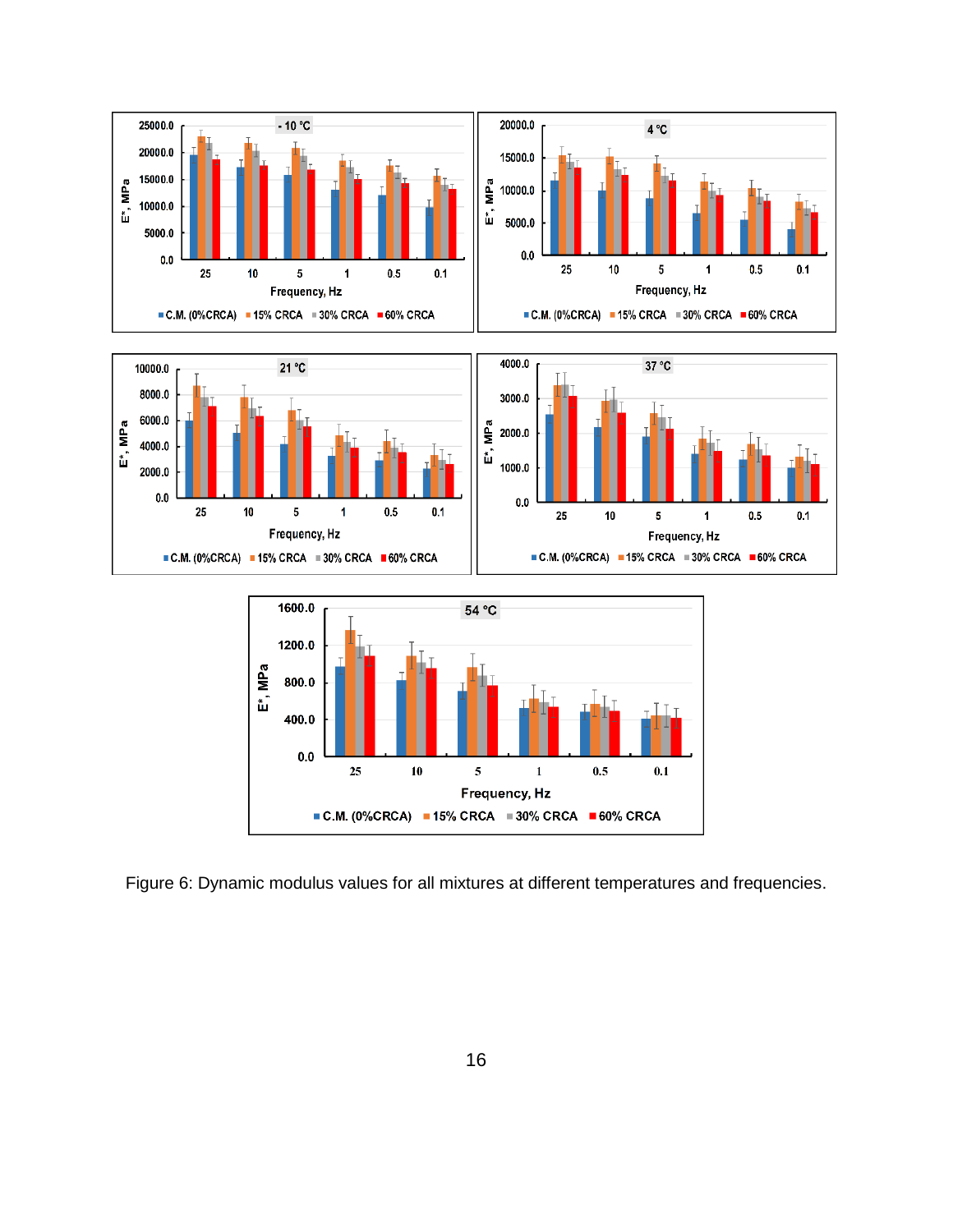Figure 6: Dynamic modulus values for all mixtures at different temperatures and frequencies.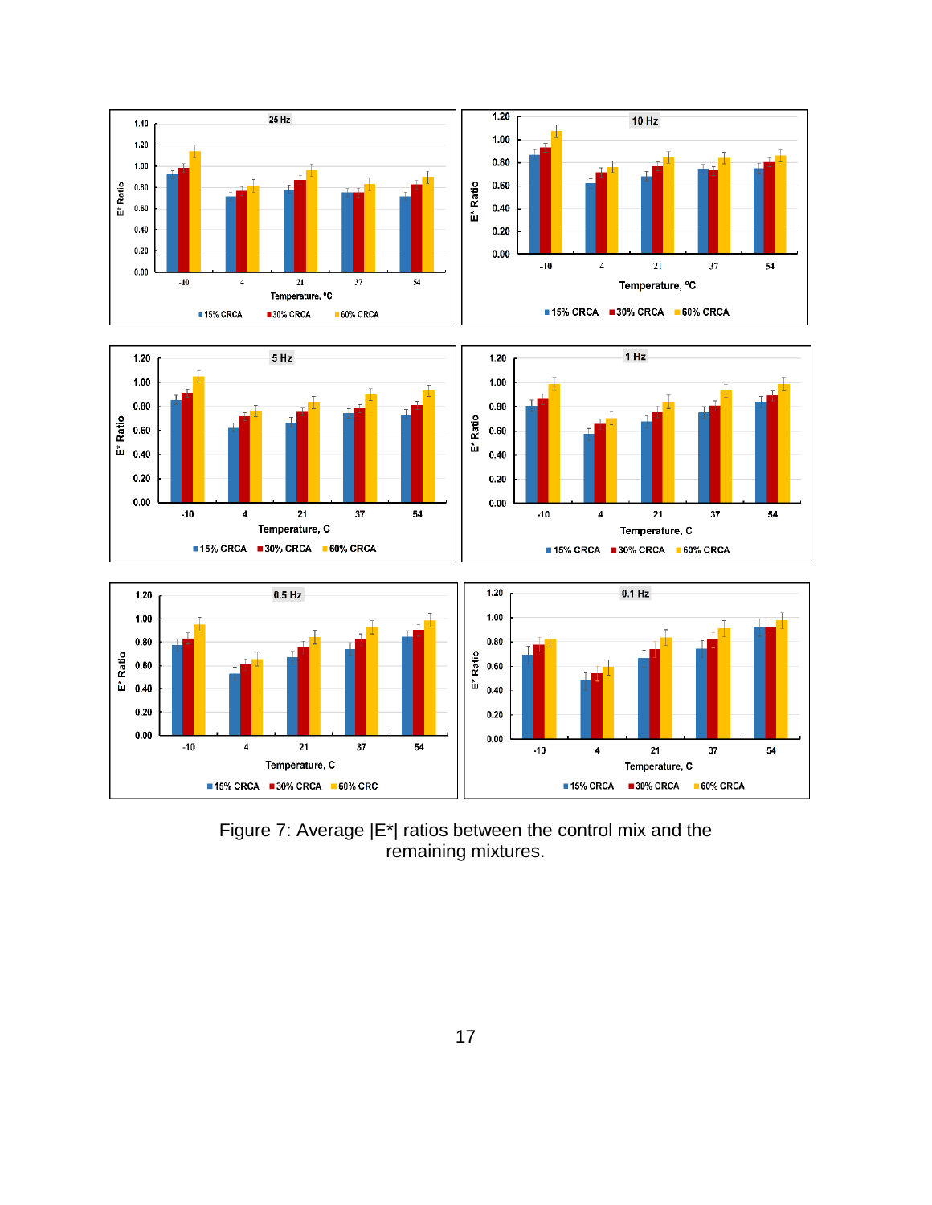Figure 7: Average |E*| ratios between the control mix and the remaining mixtures.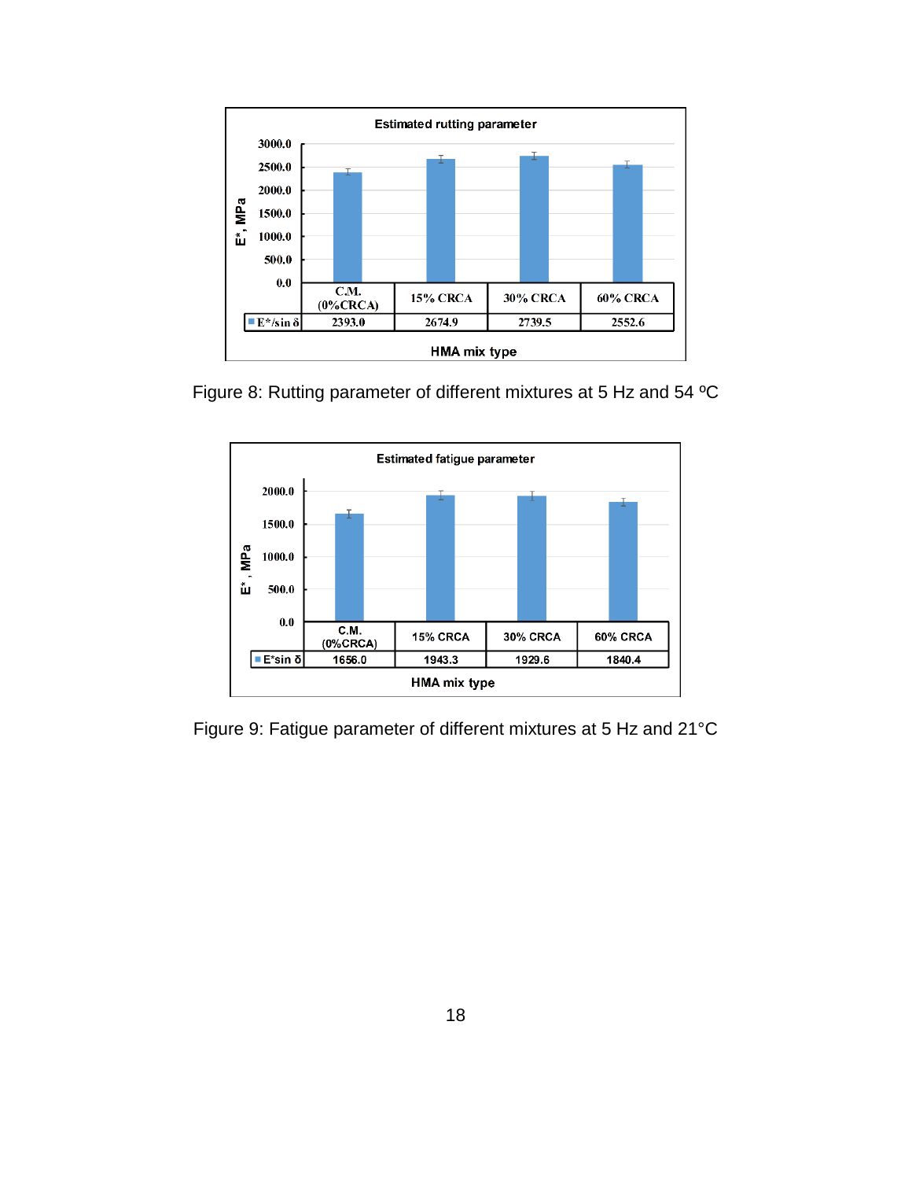**Estimated rutting parameter**

| HMA mix type | C.M. (0%CRCA) | 15% CRCA | 30% CRCA | 60% CRCA |
|---|---|---|---|---|
| $E^*/\sin\delta$ | 2393.0 | 2674.9 | 2739.5 | 2552.6 |

Figure 8: Rutting parameter of different mixtures at 5 Hz and 54 ºC

**Estimated fatigue parameter**

| HMA mix type | C.M. (0%CRCA) | 15% CRCA | 30% CRCA | 60% CRCA |
|---|---|---|---|---|
| $E^*\sin\delta$ | 1656.0 | 1943.3 | 1929.6 | 1840.4 |

Figure 9: Fatigue parameter of different mixtures at 5 Hz and 21°C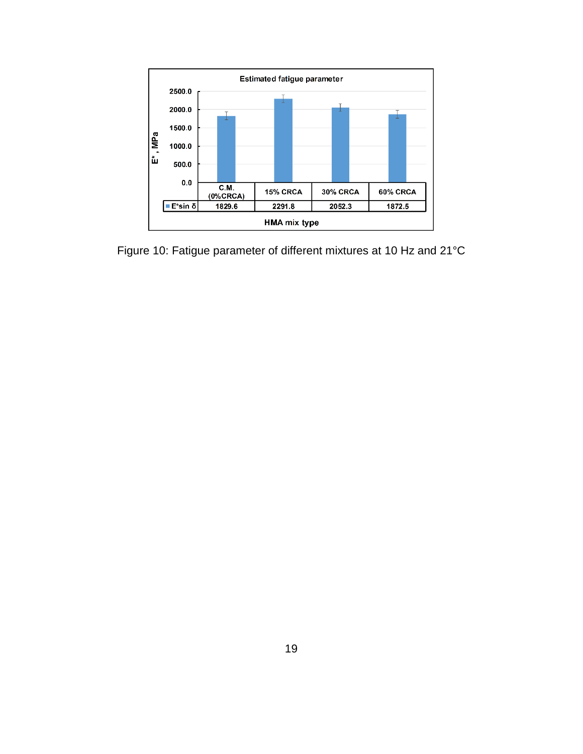Estimated fatigue parameter

E* , MPa

2500.0
2000.0
1500.0
1000.0
500.0
0.0

C.M. (0%CRCA)
15% CRCA
30% CRCA
60% CRCA

E*sin δ
1829.6
2291.8
2052.3
1872.5

HMA mix type

Figure 10: Fatigue parameter of different mixtures at 10 Hz and 21°C